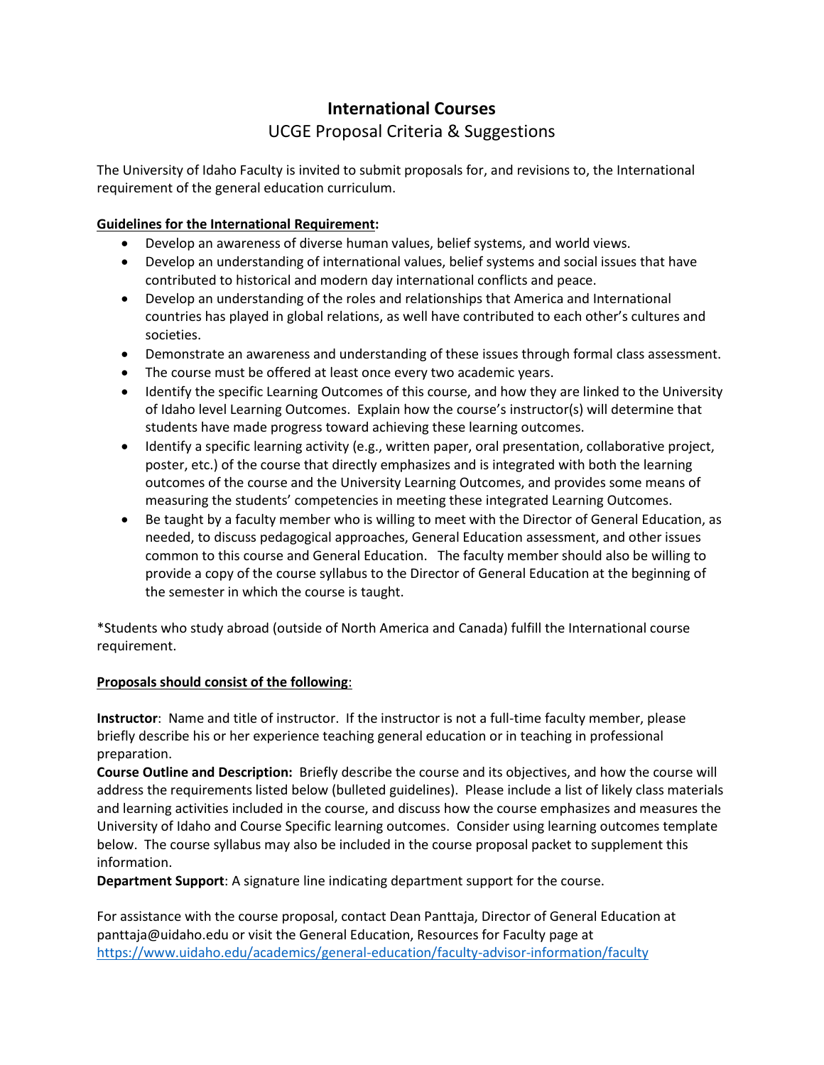# International Courses

## UCGE Proposal Criteria & Suggestions

The University of Idaho Faculty is invited to submit proposals for, and revisions to, the International requirement of the general education curriculum.

**Guidelines for the International Requirement:**

- Develop an awareness of diverse human values, belief systems, and world views.
- Develop an understanding of international values, belief systems and social issues that have contributed to historical and modern day international conflicts and peace.
- Develop an understanding of the roles and relationships that America and International countries has played in global relations, as well have contributed to each other's cultures and societies.
- Demonstrate an awareness and understanding of these issues through formal class assessment.
- The course must be offered at least once every two academic years.
- Identify the specific Learning Outcomes of this course, and how they are linked to the University of Idaho level Learning Outcomes. Explain how the course's instructor(s) will determine that students have made progress toward achieving these learning outcomes.
- Identify a specific learning activity (e.g., written paper, oral presentation, collaborative project, poster, etc.) of the course that directly emphasizes and is integrated with both the learning outcomes of the course and the University Learning Outcomes, and provides some means of measuring the students' competencies in meeting these integrated Learning Outcomes.
- Be taught by a faculty member who is willing to meet with the Director of General Education, as needed, to discuss pedagogical approaches, General Education assessment, and other issues common to this course and General Education. The faculty member should also be willing to provide a copy of the course syllabus to the Director of General Education at the beginning of the semester in which the course is taught.

*Students who study abroad (outside of North America and Canada) fulfill the International course requirement.

**Proposals should consist of the following**:

**Instructor**: Name and title of instructor. If the instructor is not a full-time faculty member, please briefly describe his or her experience teaching general education or in teaching in professional preparation.

**Course Outline and Description:** Briefly describe the course and its objectives, and how the course will address the requirements listed below (bulleted guidelines). Please include a list of likely class materials and learning activities included in the course, and discuss how the course emphasizes and measures the University of Idaho and Course Specific learning outcomes. Consider using learning outcomes template below. The course syllabus may also be included in the course proposal packet to supplement this information.

**Department Support**: A signature line indicating department support for the course.

For assistance with the course proposal, contact Dean Panttaja, Director of General Education at panttaja@uidaho.edu or visit the General Education, Resources for Faculty page at https://www.uidaho.edu/academics/general-education/faculty-advisor-information/faculty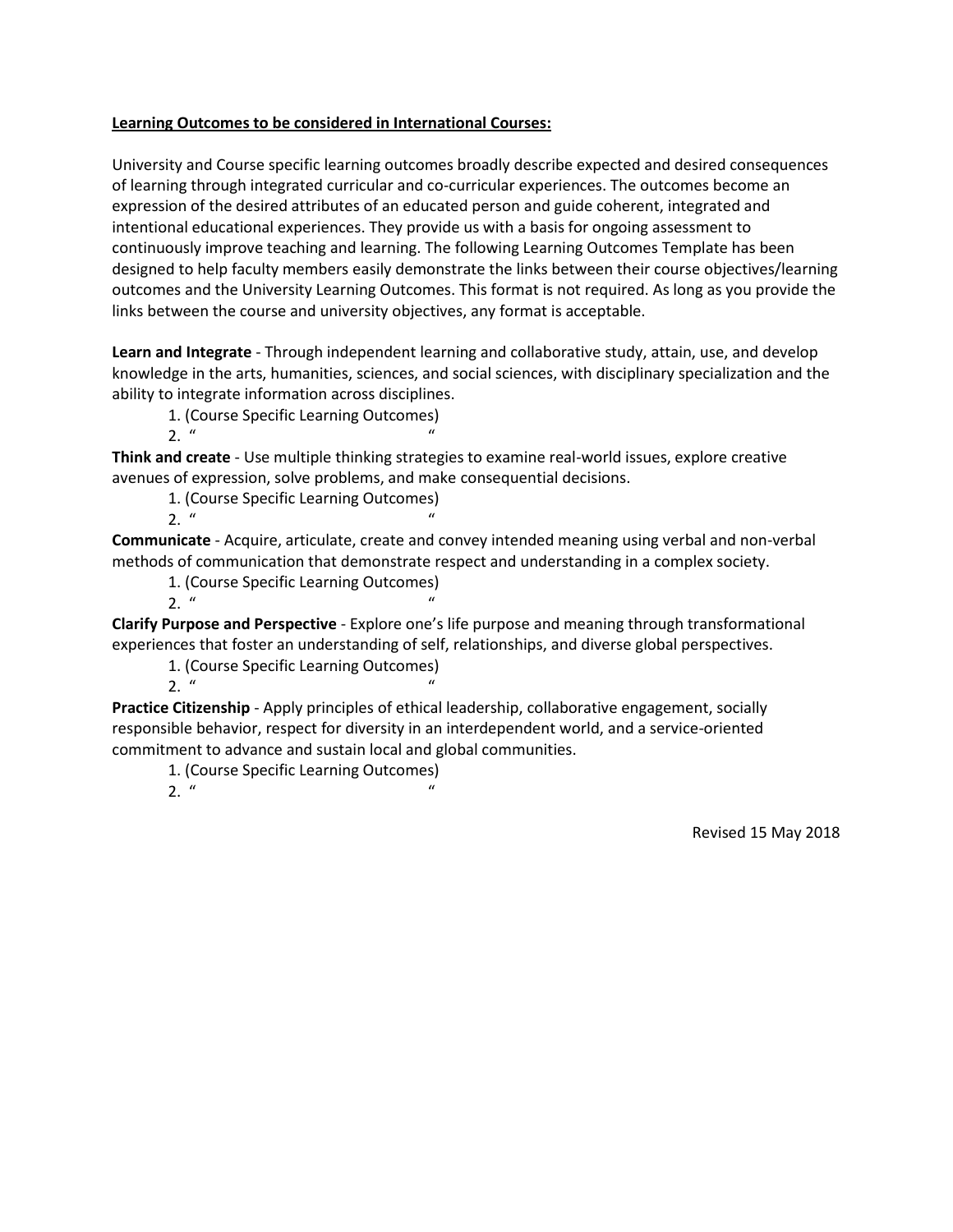**Learning Outcomes to be considered in International Courses:**

University and Course specific learning outcomes broadly describe expected and desired consequences of learning through integrated curricular and co-curricular experiences. The outcomes become an expression of the desired attributes of an educated person and guide coherent, integrated and intentional educational experiences. They provide us with a basis for ongoing assessment to continuously improve teaching and learning. The following Learning Outcomes Template has been designed to help faculty members easily demonstrate the links between their course objectives/learning outcomes and the University Learning Outcomes. This format is not required. As long as you provide the links between the course and university objectives, any format is acceptable.

**Learn and Integrate** - Through independent learning and collaborative study, attain, use, and develop knowledge in the arts, humanities, sciences, and social sciences, with disciplinary specialization and the ability to integrate information across disciplines.

1. (Course Specific Learning Outcomes)
2. " "

**Think and create** - Use multiple thinking strategies to examine real-world issues, explore creative avenues of expression, solve problems, and make consequential decisions.

1. (Course Specific Learning Outcomes)
2. " "

**Communicate** - Acquire, articulate, create and convey intended meaning using verbal and non-verbal methods of communication that demonstrate respect and understanding in a complex society.

1. (Course Specific Learning Outcomes)
2. " "

**Clarify Purpose and Perspective** - Explore one's life purpose and meaning through transformational experiences that foster an understanding of self, relationships, and diverse global perspectives.

1. (Course Specific Learning Outcomes)
2. " "

**Practice Citizenship** - Apply principles of ethical leadership, collaborative engagement, socially responsible behavior, respect for diversity in an interdependent world, and a service-oriented commitment to advance and sustain local and global communities.

1. (Course Specific Learning Outcomes)
2. " "

Revised 15 May 2018